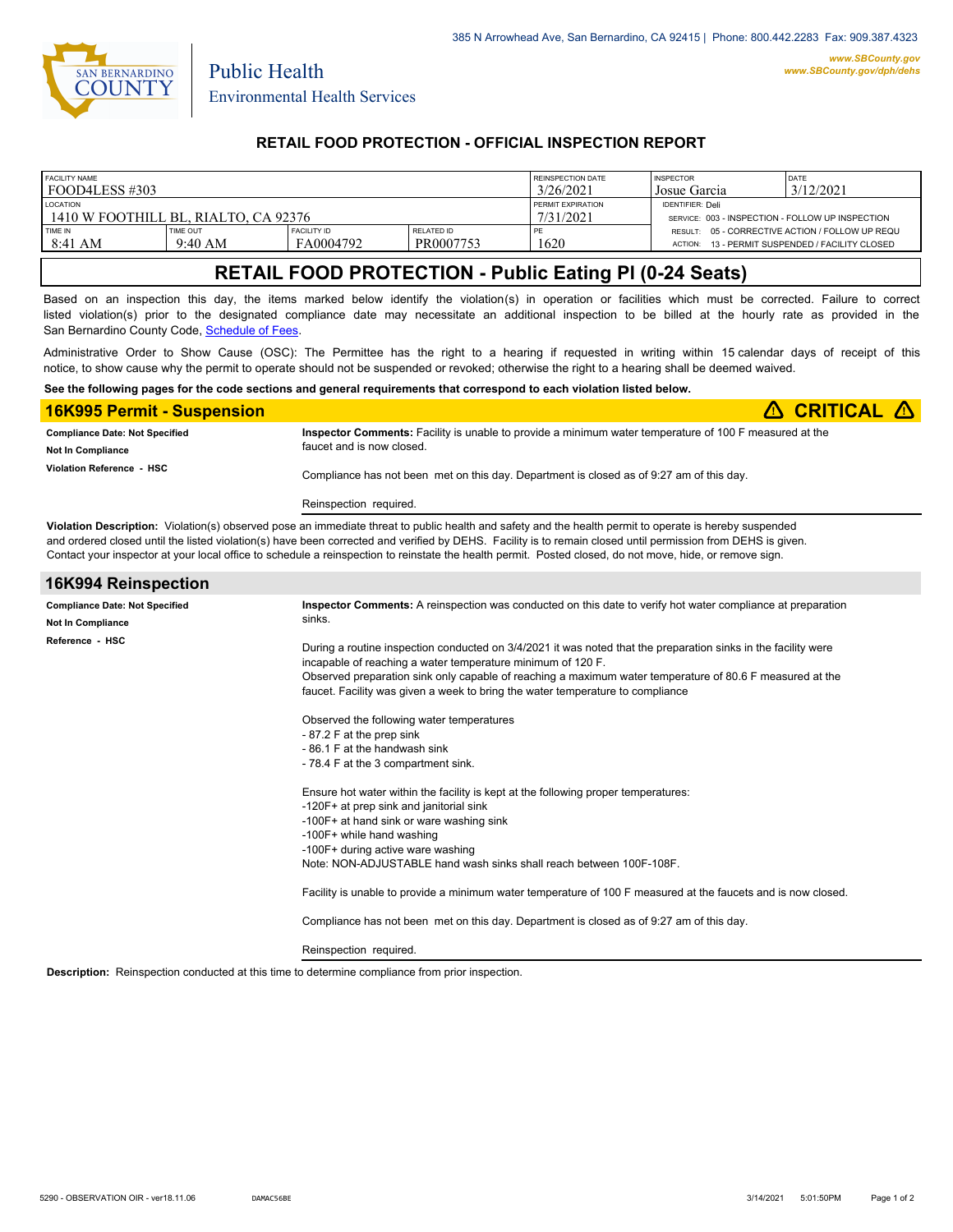385 N Arrowhead Ave, San Bernardino, CA 92415 | Phone: 800.442.2283 Fax: 909.387.4323

www.SBCounty.gov
www.SBCounty.gov/dph/dehs

San Bernardino County
Public Health
Environmental Health Services

## RETAIL FOOD PROTECTION - OFFICIAL INSPECTION REPORT

| FACILITY NAME | | | | REINSPECTION DATE | INSPECTOR | DATE |
|---|---|---|---|---|---|---|
| FOOD4LESS #303 | | | | 3/26/2021 | Josue Garcia | 3/12/2021 |
| LOCATION | | | | PERMIT EXPIRATION | IDENTIFIER: Deli | |
| 1410 W FOOTHILL BL, RIALTO, CA 92376 | | | | 7/31/2021 | SERVICE: 003 - INSPECTION - FOLLOW UP INSPECTION | |
| TIME IN | TIME OUT | FACILITY ID | RELATED ID | PE | RESULT: 05 - CORRECTIVE ACTION / FOLLOW UP REQU | |
| 8:41 AM | 9:40 AM | FA0004792 | PR0007753 | 1620 | ACTION: 13 - PERMIT SUSPENDED / FACILITY CLOSED | |

# RETAIL FOOD PROTECTION - Public Eating Pl (0-24 Seats)

Based on an inspection this day, the items marked below identify the violation(s) in operation or facilities which must be corrected. Failure to correct listed violation(s) prior to the designated compliance date may necessitate an additional inspection to be billed at the hourly rate as provided in the San Bernardino County Code, Schedule of Fees.

Administrative Order to Show Cause (OSC): The Permittee has the right to a hearing if requested in writing within 15 calendar days of receipt of this notice, to show cause why the permit to operate should not be suspended or revoked; otherwise the right to a hearing shall be deemed waived.

**See the following pages for the code sections and general requirements that correspond to each violation listed below.**

## 16K995 Permit - Suspension ⚠ CRITICAL ⚠

**Compliance Date: Not Specified**
**Not In Compliance**
**Violation Reference - HSC**

**Inspector Comments:** Facility is unable to provide a minimum water temperature of 100 F measured at the faucet and is now closed.

Compliance has not been met on this day. Department is closed as of 9:27 am of this day.

Reinspection required.

**Violation Description:** Violation(s) observed pose an immediate threat to public health and safety and the health permit to operate is hereby suspended and ordered closed until the listed violation(s) have been corrected and verified by DEHS. Facility is to remain closed until permission from DEHS is given. Contact your inspector at your local office to schedule a reinspection to reinstate the health permit. Posted closed, do not move, hide, or remove sign.

## 16K994 Reinspection

**Compliance Date: Not Specified**
**Not In Compliance**
**Reference - HSC**

**Inspector Comments:** A reinspection was conducted on this date to verify hot water compliance at preparation sinks.

During a routine inspection conducted on 3/4/2021 it was noted that the preparation sinks in the facility were incapable of reaching a water temperature minimum of 120 F.
Observed preparation sink only capable of reaching a maximum water temperature of 80.6 F measured at the faucet. Facility was given a week to bring the water temperature to compliance

Observed the following water temperatures
- 87.2 F at the prep sink
- 86.1 F at the handwash sink
- 78.4 F at the 3 compartment sink.

Ensure hot water within the facility is kept at the following proper temperatures:
-120F+ at prep sink and janitorial sink
-100F+ at hand sink or ware washing sink
-100F+ while hand washing
-100F+ during active ware washing
Note: NON-ADJUSTABLE hand wash sinks shall reach between 100F-108F.

Facility is unable to provide a minimum water temperature of 100 F measured at the faucets and is now closed.

Compliance has not been met on this day. Department is closed as of 9:27 am of this day.

Reinspection required.

**Description:** Reinspection conducted at this time to determine compliance from prior inspection.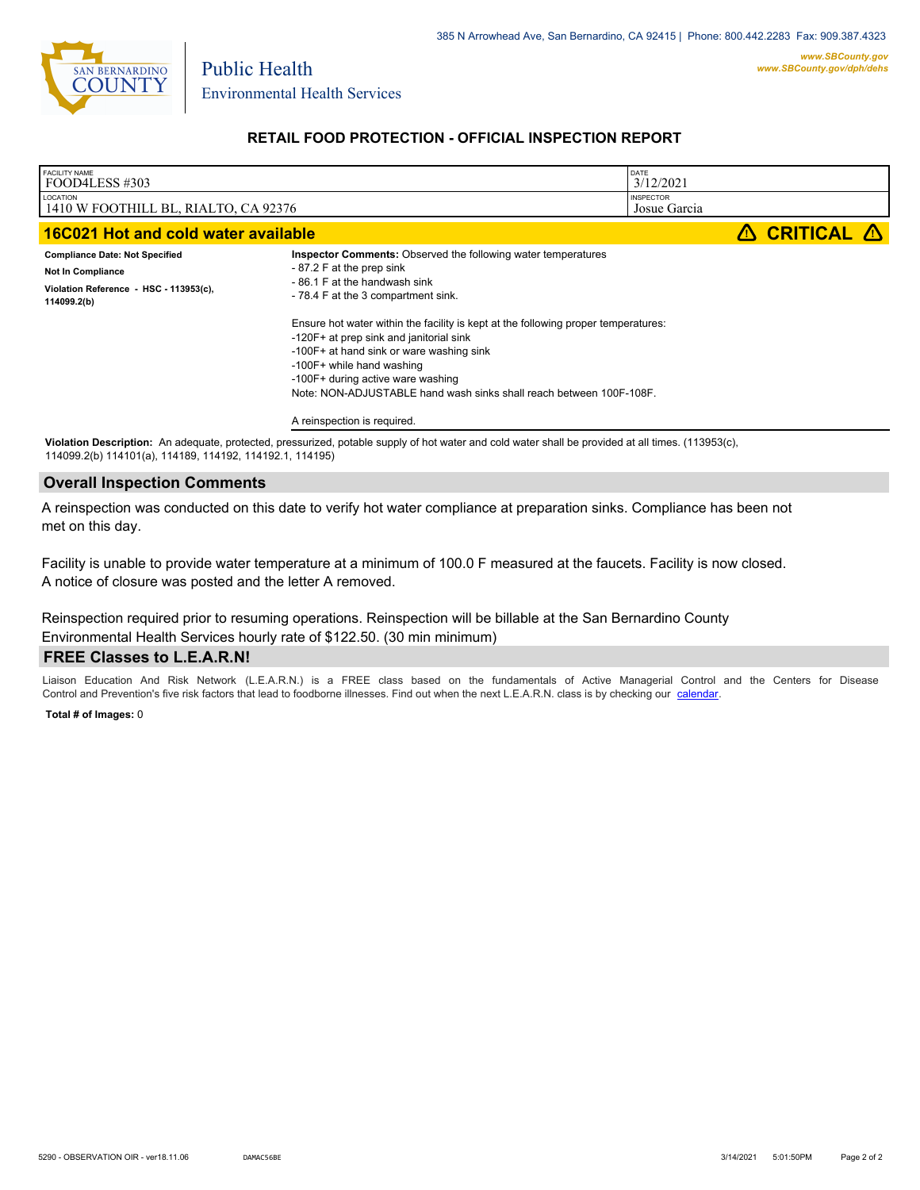385 N Arrowhead Ave, San Bernardino, CA 92415 | Phone: 800.442.2283 Fax: 909.387.4323

www.SBCounty.gov
www.SBCounty.gov/dph/dehs

Public Health
Environmental Health Services

## RETAIL FOOD PROTECTION - OFFICIAL INSPECTION REPORT

| FACILITY NAME | DATE |
|---|---|
| FOOD4LESS #303 | 3/12/2021 |
| **LOCATION** | **INSPECTOR** |
| 1410 W FOOTHILL BL, RIALTO, CA 92376 | Josue Garcia |

## 16C021 Hot and cold water available — ⚠ CRITICAL ⚠

**Compliance Date: Not Specified**

**Not In Compliance**

**Violation Reference - HSC - 113953(c), 114099.2(b)**

**Inspector Comments:** Observed the following water temperatures
- 87.2 F at the prep sink
- 86.1 F at the handwash sink
- 78.4 F at the 3 compartment sink.

Ensure hot water within the facility is kept at the following proper temperatures:
-120F+ at prep sink and janitorial sink
-100F+ at hand sink or ware washing sink
-100F+ while hand washing
-100F+ during active ware washing
Note: NON-ADJUSTABLE hand wash sinks shall reach between 100F-108F.

A reinspection is required.

**Violation Description:** An adequate, protected, pressurized, potable supply of hot water and cold water shall be provided at all times. (113953(c), 114099.2(b) 114101(a), 114189, 114192, 114192.1, 114195)

## Overall Inspection Comments

A reinspection was conducted on this date to verify hot water compliance at preparation sinks. Compliance has been not met on this day.

Facility is unable to provide water temperature at a minimum of 100.0 F measured at the faucets. Facility is now closed. A notice of closure was posted and the letter A removed.

Reinspection required prior to resuming operations. Reinspection will be billable at the San Bernardino County Environmental Health Services hourly rate of $122.50. (30 min minimum)

## FREE Classes to L.E.A.R.N!

Liaison Education And Risk Network (L.E.A.R.N.) is a FREE class based on the fundamentals of Active Managerial Control and the Centers for Disease Control and Prevention's five risk factors that lead to foodborne illnesses. Find out when the next L.E.A.R.N. class is by checking our calendar.

**Total # of Images:** 0

5290 - OBSERVATION OIR - ver18.11.06 DAMAC56BE 3/14/2021 5:01:50PM